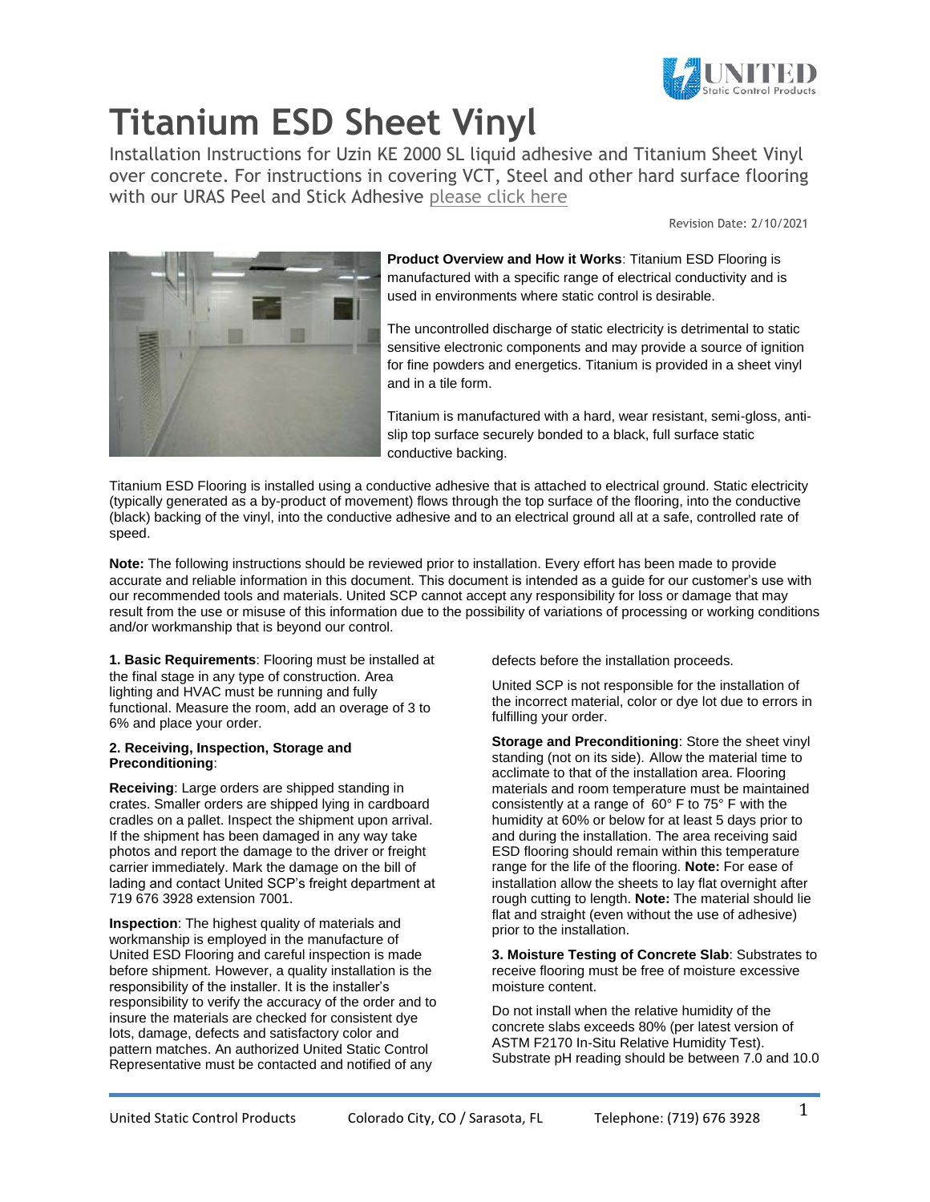# Titanium ESD Sheet Vinyl

Installation Instructions for Uzin KE 2000 SL liquid adhesive and Titanium Sheet Vinyl over concrete. For instructions in covering VCT, Steel and other hard surface flooring with our URAS Peel and Stick Adhesive please click here

Revision Date: 2/10/2021

**Product Overview and How it Works**: Titanium ESD Flooring is manufactured with a specific range of electrical conductivity and is used in environments where static control is desirable.

The uncontrolled discharge of static electricity is detrimental to static sensitive electronic components and may provide a source of ignition for fine powders and energetics. Titanium is provided in a sheet vinyl and in a tile form.

Titanium is manufactured with a hard, wear resistant, semi-gloss, anti-slip top surface securely bonded to a black, full surface static conductive backing.

Titanium ESD Flooring is installed using a conductive adhesive that is attached to electrical ground. Static electricity (typically generated as a by-product of movement) flows through the top surface of the flooring, into the conductive (black) backing of the vinyl, into the conductive adhesive and to an electrical ground all at a safe, controlled rate of speed.

**Note:** The following instructions should be reviewed prior to installation. Every effort has been made to provide accurate and reliable information in this document. This document is intended as a guide for our customer's use with our recommended tools and materials. United SCP cannot accept any responsibility for loss or damage that may result from the use or misuse of this information due to the possibility of variations of processing or working conditions and/or workmanship that is beyond our control.

**1. Basic Requirements**: Flooring must be installed at the final stage in any type of construction. Area lighting and HVAC must be running and fully functional. Measure the room, add an overage of 3 to 6% and place your order.

**2. Receiving, Inspection, Storage and Preconditioning**:

**Receiving**: Large orders are shipped standing in crates. Smaller orders are shipped lying in cardboard cradles on a pallet. Inspect the shipment upon arrival. If the shipment has been damaged in any way take photos and report the damage to the driver or freight carrier immediately. Mark the damage on the bill of lading and contact United SCP's freight department at 719 676 3928 extension 7001.

**Inspection**: The highest quality of materials and workmanship is employed in the manufacture of United ESD Flooring and careful inspection is made before shipment. However, a quality installation is the responsibility of the installer. It is the installer's responsibility to verify the accuracy of the order and to insure the materials are checked for consistent dye lots, damage, defects and satisfactory color and pattern matches. An authorized United Static Control Representative must be contacted and notified of any defects before the installation proceeds.

United SCP is not responsible for the installation of the incorrect material, color or dye lot due to errors in fulfilling your order.

**Storage and Preconditioning**: Store the sheet vinyl standing (not on its side). Allow the material time to acclimate to that of the installation area. Flooring materials and room temperature must be maintained consistently at a range of 60° F to 75° F with the humidity at 60% or below for at least 5 days prior to and during the installation. The area receiving said ESD flooring should remain within this temperature range for the life of the flooring. **Note:** For ease of installation allow the sheets to lay flat overnight after rough cutting to length. **Note:** The material should lie flat and straight (even without the use of adhesive) prior to the installation.

**3. Moisture Testing of Concrete Slab**: Substrates to receive flooring must be free of moisture excessive moisture content.

Do not install when the relative humidity of the concrete slabs exceeds 80% (per latest version of ASTM F2170 In-Situ Relative Humidity Test). Substrate pH reading should be between 7.0 and 10.0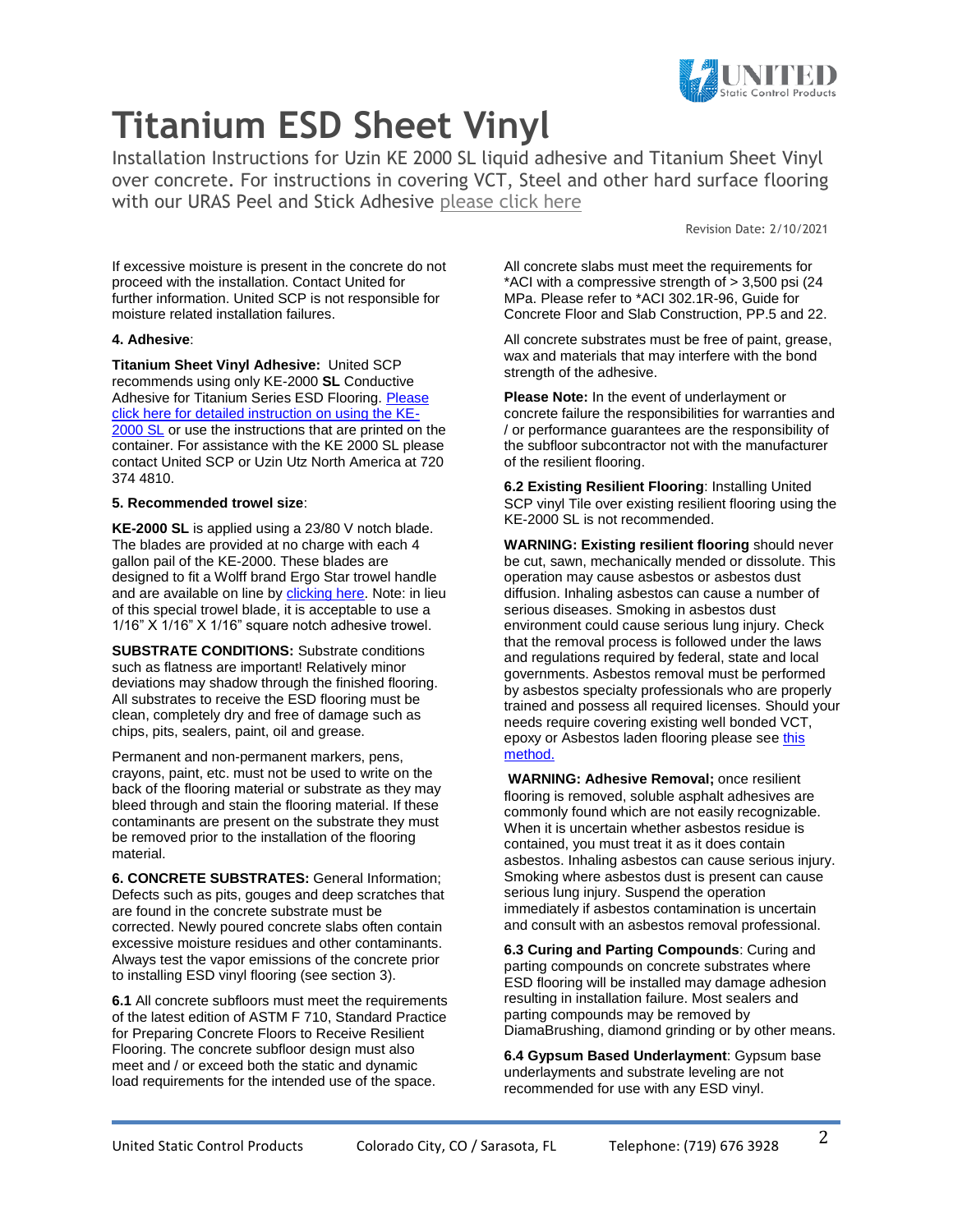# Titanium ESD Sheet Vinyl

Installation Instructions for Uzin KE 2000 SL liquid adhesive and Titanium Sheet Vinyl over concrete. For instructions in covering VCT, Steel and other hard surface flooring with our URAS Peel and Stick Adhesive please click here

Revision Date: 2/10/2021

If excessive moisture is present in the concrete do not proceed with the installation. Contact United for further information. United SCP is not responsible for moisture related installation failures.

**4. Adhesive**:

**Titanium Sheet Vinyl Adhesive:** United SCP recommends using only KE-2000 **SL** Conductive Adhesive for Titanium Series ESD Flooring. Please click here for detailed instruction on using the KE-2000 SL or use the instructions that are printed on the container. For assistance with the KE 2000 SL please contact United SCP or Uzin Utz North America at 720 374 4810.

**5. Recommended trowel size**:

**KE-2000 SL** is applied using a 23/80 V notch blade. The blades are provided at no charge with each 4 gallon pail of the KE-2000. These blades are designed to fit a Wolff brand Ergo Star trowel handle and are available on line by clicking here. Note: in lieu of this special trowel blade, it is acceptable to use a 1/16" X 1/16" X 1/16" square notch adhesive trowel.

**SUBSTRATE CONDITIONS:** Substrate conditions such as flatness are important! Relatively minor deviations may shadow through the finished flooring. All substrates to receive the ESD flooring must be clean, completely dry and free of damage such as chips, pits, sealers, paint, oil and grease.

Permanent and non-permanent markers, pens, crayons, paint, etc. must not be used to write on the back of the flooring material or substrate as they may bleed through and stain the flooring material. If these contaminants are present on the substrate they must be removed prior to the installation of the flooring material.

**6. CONCRETE SUBSTRATES:** General Information; Defects such as pits, gouges and deep scratches that are found in the concrete substrate must be corrected. Newly poured concrete slabs often contain excessive moisture residues and other contaminants. Always test the vapor emissions of the concrete prior to installing ESD vinyl flooring (see section 3).

**6.1** All concrete subfloors must meet the requirements of the latest edition of ASTM F 710, Standard Practice for Preparing Concrete Floors to Receive Resilient Flooring. The concrete subfloor design must also meet and / or exceed both the static and dynamic load requirements for the intended use of the space.

All concrete slabs must meet the requirements for *ACI with a compressive strength of > 3,500 psi (24 MPa. Please refer to *ACI 302.1R-96, Guide for Concrete Floor and Slab Construction, PP.5 and 22.

All concrete substrates must be free of paint, grease, wax and materials that may interfere with the bond strength of the adhesive.

**Please Note:** In the event of underlayment or concrete failure the responsibilities for warranties and / or performance guarantees are the responsibility of the subfloor subcontractor not with the manufacturer of the resilient flooring.

**6.2 Existing Resilient Flooring**: Installing United SCP vinyl Tile over existing resilient flooring using the KE-2000 SL is not recommended.

**WARNING: Existing resilient flooring** should never be cut, sawn, mechanically mended or dissolute. This operation may cause asbestos or asbestos dust diffusion. Inhaling asbestos can cause a number of serious diseases. Smoking in asbestos dust environment could cause serious lung injury. Check that the removal process is followed under the laws and regulations required by federal, state and local governments. Asbestos removal must be performed by asbestos specialty professionals who are properly trained and possess all required licenses. Should your needs require covering existing well bonded VCT, epoxy or Asbestos laden flooring please see this method.

**WARNING: Adhesive Removal;** once resilient flooring is removed, soluble asphalt adhesives are commonly found which are not easily recognizable. When it is uncertain whether asbestos residue is contained, you must treat it as it does contain asbestos. Inhaling asbestos can cause serious injury. Smoking where asbestos dust is present can cause serious lung injury. Suspend the operation immediately if asbestos contamination is uncertain and consult with an asbestos removal professional.

**6.3 Curing and Parting Compounds**: Curing and parting compounds on concrete substrates where ESD flooring will be installed may damage adhesion resulting in installation failure. Most sealers and parting compounds may be removed by DiamaBrushing, diamond grinding or by other means.

**6.4 Gypsum Based Underlayment**: Gypsum base underlayments and substrate leveling are not recommended for use with any ESD vinyl.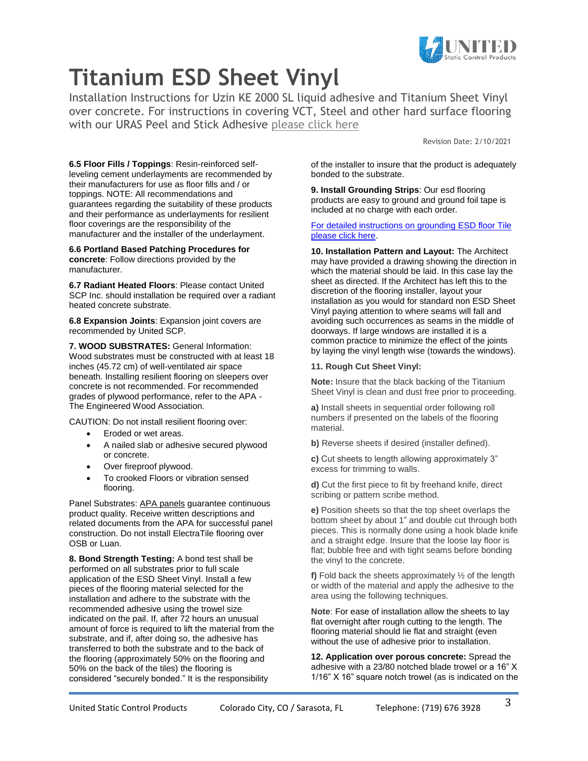# Titanium ESD Sheet Vinyl

Installation Instructions for Uzin KE 2000 SL liquid adhesive and Titanium Sheet Vinyl over concrete. For instructions in covering VCT, Steel and other hard surface flooring with our URAS Peel and Stick Adhesive please click here

Revision Date: 2/10/2021

**6.5 Floor Fills / Toppings**: Resin-reinforced self-leveling cement underlayments are recommended by their manufacturers for use as floor fills and / or toppings. NOTE: All recommendations and guarantees regarding the suitability of these products and their performance as underlayments for resilient floor coverings are the responsibility of the manufacturer and the installer of the underlayment.

**6.6 Portland Based Patching Procedures for concrete**: Follow directions provided by the manufacturer.

**6.7 Radiant Heated Floors**: Please contact United SCP Inc. should installation be required over a radiant heated concrete substrate.

**6.8 Expansion Joints**: Expansion joint covers are recommended by United SCP.

**7. WOOD SUBSTRATES:** General Information: Wood substrates must be constructed with at least 18 inches (45.72 cm) of well-ventilated air space beneath. Installing resilient flooring on sleepers over concrete is not recommended. For recommended grades of plywood performance, refer to the APA - The Engineered Wood Association.

CAUTION: Do not install resilient flooring over:

- Eroded or wet areas.
- A nailed slab or adhesive secured plywood or concrete.
- Over fireproof plywood.
- To crooked Floors or vibration sensed flooring.

Panel Substrates: APA panels guarantee continuous product quality. Receive written descriptions and related documents from the APA for successful panel construction. Do not install ElectraTile flooring over OSB or Luan.

**8. Bond Strength Testing:** A bond test shall be performed on all substrates prior to full scale application of the ESD Sheet Vinyl. Install a few pieces of the flooring material selected for the installation and adhere to the substrate with the recommended adhesive using the trowel size indicated on the pail. If, after 72 hours an unusual amount of force is required to lift the material from the substrate, and if, after doing so, the adhesive has transferred to both the substrate and to the back of the flooring (approximately 50% on the flooring and 50% on the back of the tiles) the flooring is considered "securely bonded." It is the responsibility of the installer to insure that the product is adequately bonded to the substrate.

**9. Install Grounding Strips**: Our esd flooring products are easy to ground and ground foil tape is included at no charge with each order.

For detailed instructions on grounding ESD floor Tile please click here.

**10. Installation Pattern and Layout:** The Architect may have provided a drawing showing the direction in which the material should be laid. In this case lay the sheet as directed. If the Architect has left this to the discretion of the flooring installer, layout your installation as you would for standard non ESD Sheet Vinyl paying attention to where seams will fall and avoiding such occurrences as seams in the middle of doorways. If large windows are installed it is a common practice to minimize the effect of the joints by laying the vinyl length wise (towards the windows).

**11. Rough Cut Sheet Vinyl:**

**Note:** Insure that the black backing of the Titanium Sheet Vinyl is clean and dust free prior to proceeding.

**a)** Install sheets in sequential order following roll numbers if presented on the labels of the flooring material.

**b)** Reverse sheets if desired (installer defined).

**c)** Cut sheets to length allowing approximately 3" excess for trimming to walls.

**d)** Cut the first piece to fit by freehand knife, direct scribing or pattern scribe method.

**e)** Position sheets so that the top sheet overlaps the bottom sheet by about 1" and double cut through both pieces. This is normally done using a hook blade knife and a straight edge. Insure that the loose lay floor is flat; bubble free and with tight seams before bonding the vinyl to the concrete.

**f)** Fold back the sheets approximately ½ of the length or width of the material and apply the adhesive to the area using the following techniques.

**Note**: For ease of installation allow the sheets to lay flat overnight after rough cutting to the length. The flooring material should lie flat and straight (even without the use of adhesive prior to installation.

**12. Application over porous concrete:** Spread the adhesive with a 23/80 notched blade trowel or a 16" X 1/16" X 16" square notch trowel (as is indicated on the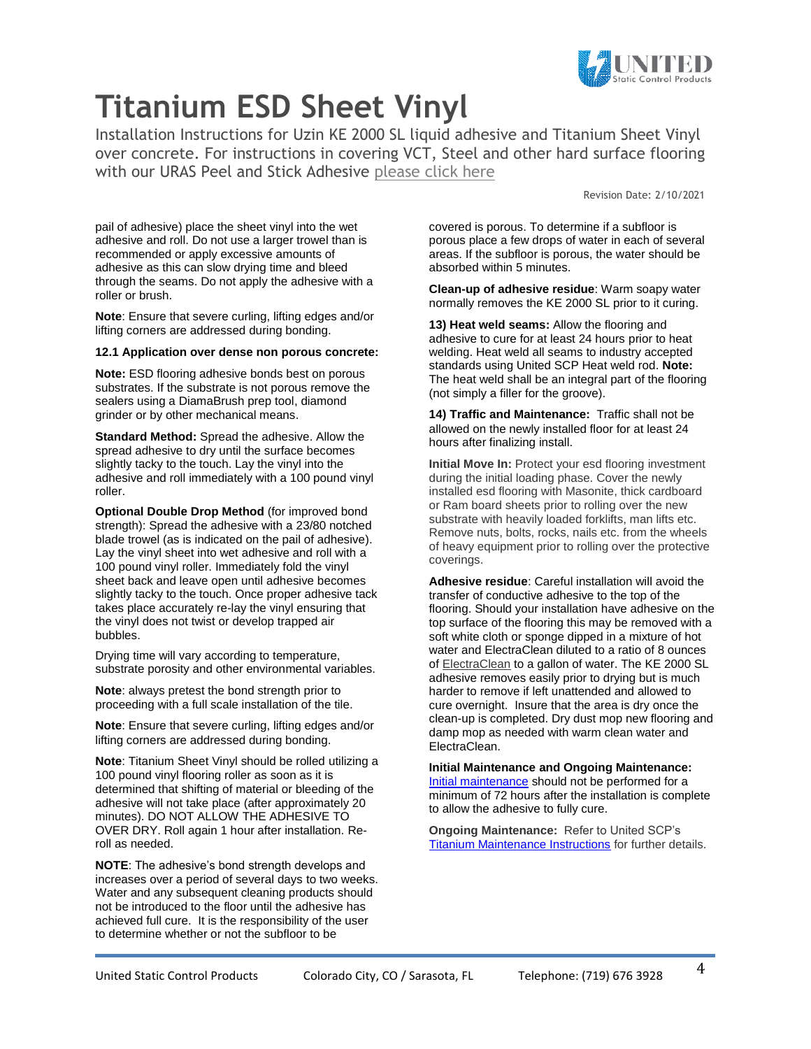# Titanium ESD Sheet Vinyl

Installation Instructions for Uzin KE 2000 SL liquid adhesive and Titanium Sheet Vinyl over concrete. For instructions in covering VCT, Steel and other hard surface flooring with our URAS Peel and Stick Adhesive please click here

Revision Date: 2/10/2021

pail of adhesive) place the sheet vinyl into the wet adhesive and roll. Do not use a larger trowel than is recommended or apply excessive amounts of adhesive as this can slow drying time and bleed through the seams. Do not apply the adhesive with a roller or brush.

**Note**: Ensure that severe curling, lifting edges and/or lifting corners are addressed during bonding.

**12.1 Application over dense non porous concrete:**

**Note:** ESD flooring adhesive bonds best on porous substrates. If the substrate is not porous remove the sealers using a DiamaBrush prep tool, diamond grinder or by other mechanical means.

**Standard Method:** Spread the adhesive. Allow the spread adhesive to dry until the surface becomes slightly tacky to the touch. Lay the vinyl into the adhesive and roll immediately with a 100 pound vinyl roller.

**Optional Double Drop Method** (for improved bond strength): Spread the adhesive with a 23/80 notched blade trowel (as is indicated on the pail of adhesive). Lay the vinyl sheet into wet adhesive and roll with a 100 pound vinyl roller. Immediately fold the vinyl sheet back and leave open until adhesive becomes slightly tacky to the touch. Once proper adhesive tack takes place accurately re-lay the vinyl ensuring that the vinyl does not twist or develop trapped air bubbles.

Drying time will vary according to temperature, substrate porosity and other environmental variables.

**Note**: always pretest the bond strength prior to proceeding with a full scale installation of the tile.

**Note**: Ensure that severe curling, lifting edges and/or lifting corners are addressed during bonding.

**Note**: Titanium Sheet Vinyl should be rolled utilizing a 100 pound vinyl flooring roller as soon as it is determined that shifting of material or bleeding of the adhesive will not take place (after approximately 20 minutes). DO NOT ALLOW THE ADHESIVE TO OVER DRY. Roll again 1 hour after installation. Re-roll as needed.

**NOTE**: The adhesive's bond strength develops and increases over a period of several days to two weeks. Water and any subsequent cleaning products should not be introduced to the floor until the adhesive has achieved full cure. It is the responsibility of the user to determine whether or not the subfloor to be covered is porous. To determine if a subfloor is porous place a few drops of water in each of several areas. If the subfloor is porous, the water should be absorbed within 5 minutes.

**Clean-up of adhesive residue**: Warm soapy water normally removes the KE 2000 SL prior to it curing.

**13) Heat weld seams:** Allow the flooring and adhesive to cure for at least 24 hours prior to heat welding. Heat weld all seams to industry accepted standards using United SCP Heat weld rod. **Note:** The heat weld shall be an integral part of the flooring (not simply a filler for the groove).

**14) Traffic and Maintenance:** Traffic shall not be allowed on the newly installed floor for at least 24 hours after finalizing install.

**Initial Move In:** Protect your esd flooring investment during the initial loading phase. Cover the newly installed esd flooring with Masonite, thick cardboard or Ram board sheets prior to rolling over the new substrate with heavily loaded forklifts, man lifts etc. Remove nuts, bolts, rocks, nails etc. from the wheels of heavy equipment prior to rolling over the protective coverings.

**Adhesive residue**: Careful installation will avoid the transfer of conductive adhesive to the top of the flooring. Should your installation have adhesive on the top surface of the flooring this may be removed with a soft white cloth or sponge dipped in a mixture of hot water and ElectraClean diluted to a ratio of 8 ounces of ElectraClean to a gallon of water. The KE 2000 SL adhesive removes easily prior to drying but is much harder to remove if left unattended and allowed to cure overnight. Insure that the area is dry once the clean-up is completed. Dry dust mop new flooring and damp mop as needed with warm clean water and ElectraClean.

**Initial Maintenance and Ongoing Maintenance:** Initial maintenance should not be performed for a minimum of 72 hours after the installation is complete to allow the adhesive to fully cure.

**Ongoing Maintenance:** Refer to United SCP's Titanium Maintenance Instructions for further details.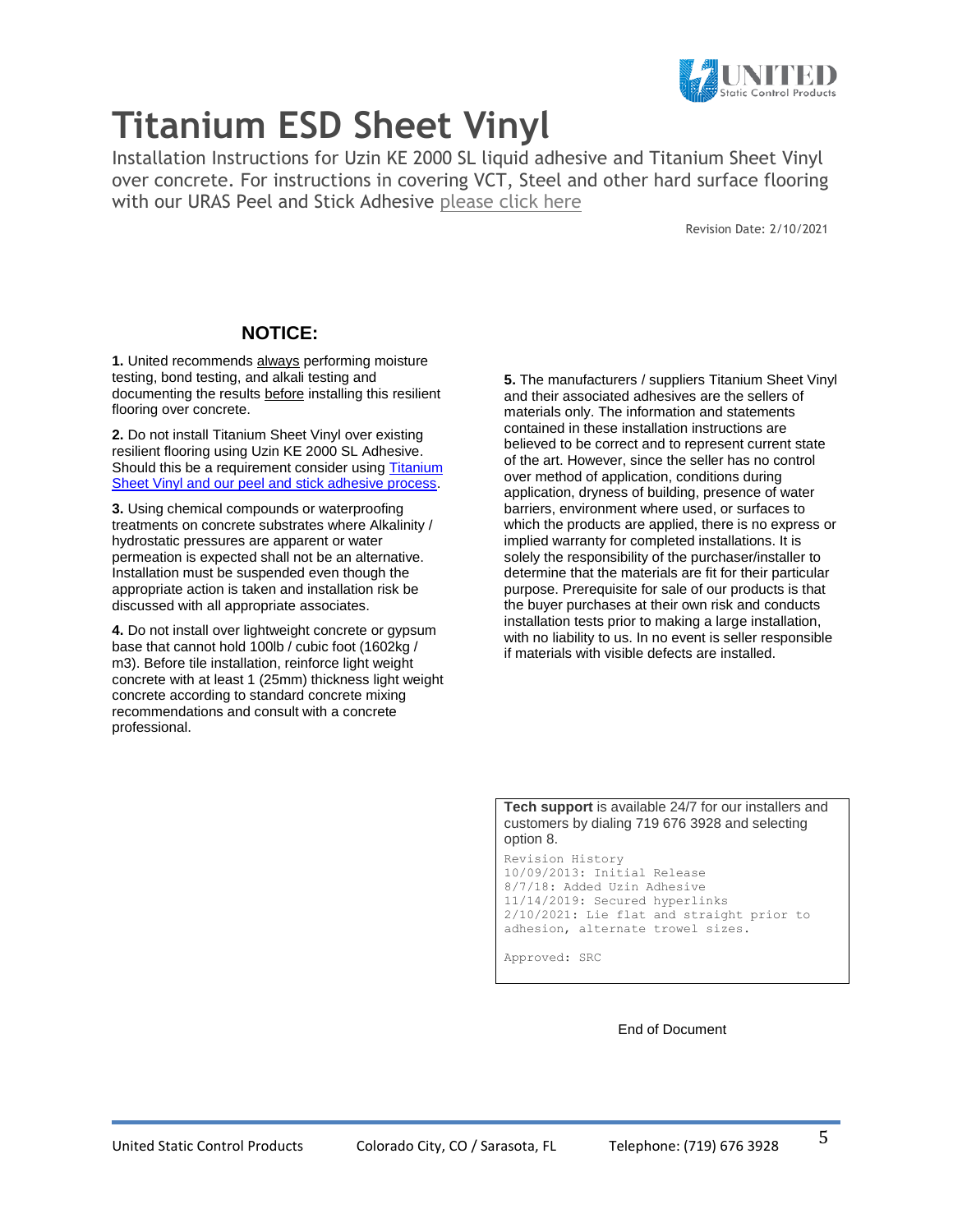# Titanium ESD Sheet Vinyl

Installation Instructions for Uzin KE 2000 SL liquid adhesive and Titanium Sheet Vinyl over concrete. For instructions in covering VCT, Steel and other hard surface flooring with our URAS Peel and Stick Adhesive please click here

Revision Date: 2/10/2021

## NOTICE:

**1.** United recommends always performing moisture testing, bond testing, and alkali testing and documenting the results before installing this resilient flooring over concrete.

**2.** Do not install Titanium Sheet Vinyl over existing resilient flooring using Uzin KE 2000 SL Adhesive. Should this be a requirement consider using Titanium Sheet Vinyl and our peel and stick adhesive process.

**3.** Using chemical compounds or waterproofing treatments on concrete substrates where Alkalinity / hydrostatic pressures are apparent or water permeation is expected shall not be an alternative. Installation must be suspended even though the appropriate action is taken and installation risk be discussed with all appropriate associates.

**4.** Do not install over lightweight concrete or gypsum base that cannot hold 100lb / cubic foot (1602kg / m3). Before tile installation, reinforce light weight concrete with at least 1 (25mm) thickness light weight concrete according to standard concrete mixing recommendations and consult with a concrete professional.

**5.** The manufacturers / suppliers Titanium Sheet Vinyl and their associated adhesives are the sellers of materials only. The information and statements contained in these installation instructions are believed to be correct and to represent current state of the art. However, since the seller has no control over method of application, conditions during application, dryness of building, presence of water barriers, environment where used, or surfaces to which the products are applied, there is no express or implied warranty for completed installations. It is solely the responsibility of the purchaser/installer to determine that the materials are fit for their particular purpose. Prerequisite for sale of our products is that the buyer purchases at their own risk and conducts installation tests prior to making a large installation, with no liability to us. In no event is seller responsible if materials with visible defects are installed.

**Tech support** is available 24/7 for our installers and customers by dialing 719 676 3928 and selecting option 8.

Revision History
10/09/2013: Initial Release
8/7/18: Added Uzin Adhesive
11/14/2019: Secured hyperlinks
2/10/2021: Lie flat and straight prior to adhesion, alternate trowel sizes.

Approved: SRC

End of Document